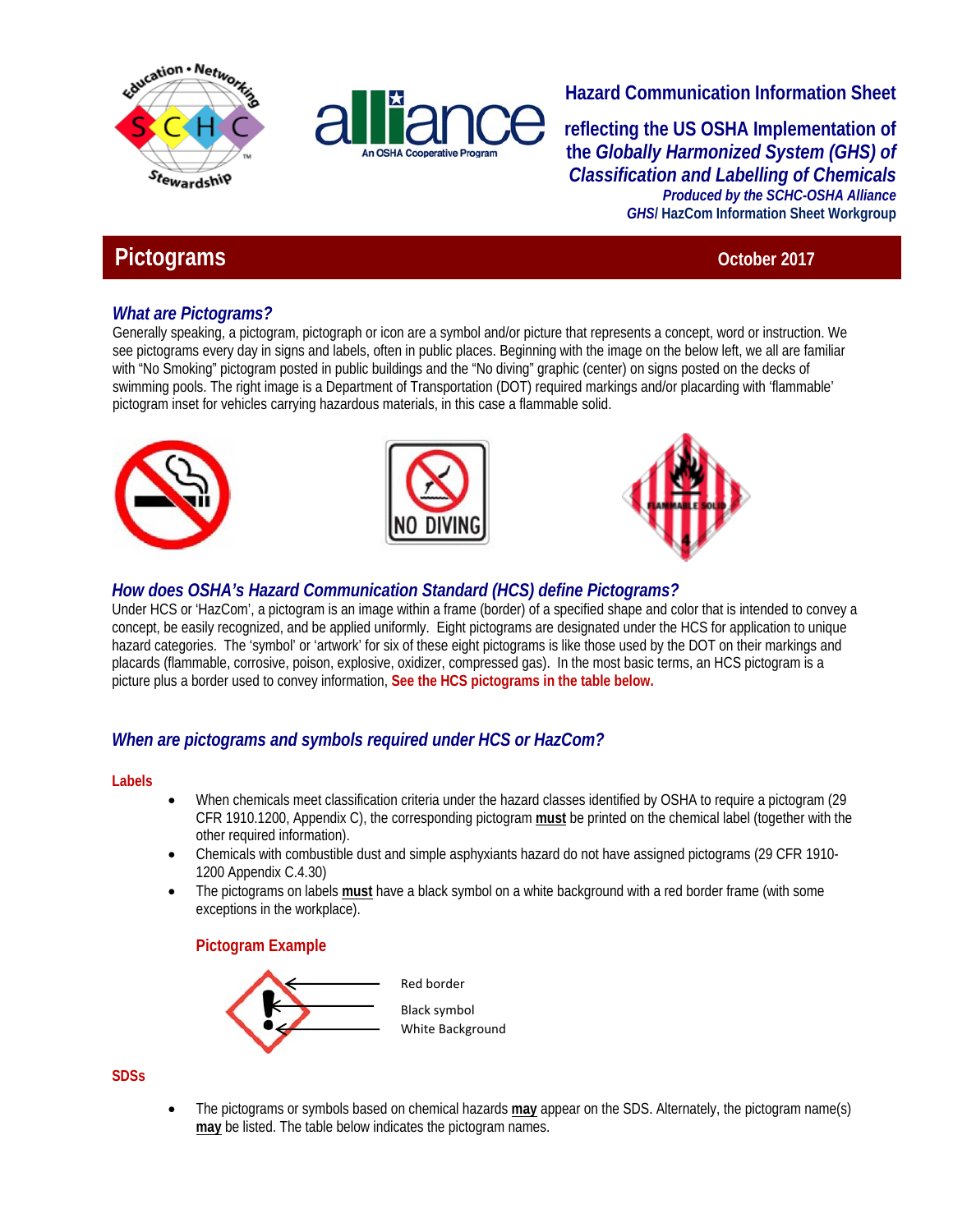Hazard Communication Information Sheet

reflecting the US OSHA Implementation of the *Globally Harmonized System (GHS)* of *Classification and Labelling of Chemicals*

*Produced by the SCHC-OSHA Alliance*

*GHS*/ HazCom Information Sheet Workgroup

# Pictograms

October 2017

## *What are Pictograms?*

Generally speaking, a pictogram, pictograph or icon are a symbol and/or picture that represents a concept, word or instruction. We see pictograms every day in signs and labels, often in public places. Beginning with the image on the below left, we all are familiar with "No Smoking" pictogram posted in public buildings and the "No diving" graphic (center) on signs posted on the decks of swimming pools. The right image is a Department of Transportation (DOT) required markings and/or placarding with 'flammable' pictogram inset for vehicles carrying hazardous materials, in this case a flammable solid.

## *How does OSHA's Hazard Communication Standard (HCS) define Pictograms?*

Under HCS or 'HazCom', a pictogram is an image within a frame (border) of a specified shape and color that is intended to convey a concept, be easily recognized, and be applied uniformly. Eight pictograms are designated under the HCS for application to unique hazard categories. The 'symbol' or 'artwork' for six of these eight pictograms is like those used by the DOT on their markings and placards (flammable, corrosive, poison, explosive, oxidizer, compressed gas). In the most basic terms, an HCS pictogram is a picture plus a border used to convey information, **See the HCS pictograms in the table below.**

## *When are pictograms and symbols required under HCS or HazCom?*

### Labels

- When chemicals meet classification criteria under the hazard classes identified by OSHA to require a pictogram (29 CFR 1910.1200, Appendix C), the corresponding pictogram **must** be printed on the chemical label (together with the other required information).
- Chemicals with combustible dust and simple asphyxiants hazard do not have assigned pictograms (29 CFR 1910-1200 Appendix C.4.30)
- The pictograms on labels **must** have a black symbol on a white background with a red border frame (with some exceptions in the workplace).

#### Pictogram Example

Red border

Black symbol

White Background

### SDSs

- The pictograms or symbols based on chemical hazards **may** appear on the SDS. Alternately, the pictogram name(s) **may** be listed. The table below indicates the pictogram names.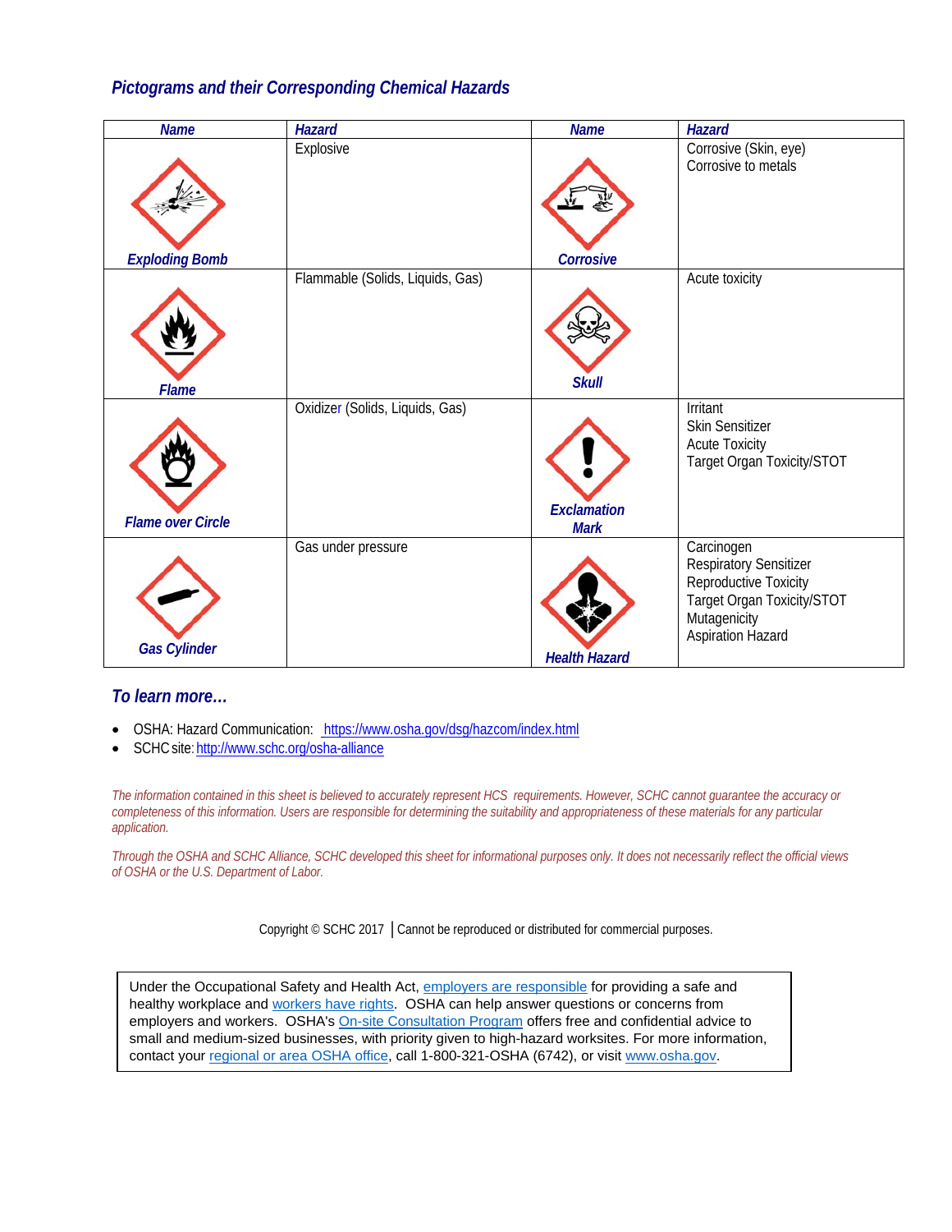### *Pictograms and their Corresponding Chemical Hazards*

| *Name* | *Hazard* | *Name* | *Hazard* |
|---|---|---|---|
| *Exploding Bomb* | Explosive | *Corrosive* | Corrosive (Skin, eye)<br>Corrosive to metals |
| *Flame* | Flammable (Solids, Liquids, Gas) | *Skull* | Acute toxicity |
| *Flame over Circle* | Oxidizer (Solids, Liquids, Gas) | *Exclamation Mark* | Irritant<br>Skin Sensitizer<br>Acute Toxicity<br>Target Organ Toxicity/STOT |
| *Gas Cylinder* | Gas under pressure | *Health Hazard* | Carcinogen<br>Respiratory Sensitizer<br>Reproductive Toxicity<br>Target Organ Toxicity/STOT<br>Mutagenicity<br>Aspiration Hazard |

### *To learn more…*

- OSHA: Hazard Communication: https://www.osha.gov/dsg/hazcom/index.html
- SCHC site: http://www.schc.org/osha-alliance

*The information contained in this sheet is believed to accurately represent HCS requirements. However, SCHC cannot guarantee the accuracy or completeness of this information. Users are responsible for determining the suitability and appropriateness of these materials for any particular application.*

*Through the OSHA and SCHC Alliance, SCHC developed this sheet for informational purposes only. It does not necessarily reflect the official views of OSHA or the U.S. Department of Labor.*

Copyright © SCHC 2017 | Cannot be reproduced or distributed for commercial purposes.

Under the Occupational Safety and Health Act, employers are responsible for providing a safe and healthy workplace and workers have rights. OSHA can help answer questions or concerns from employers and workers. OSHA's On-site Consultation Program offers free and confidential advice to small and medium-sized businesses, with priority given to high-hazard worksites. For more information, contact your regional or area OSHA office, call 1-800-321-OSHA (6742), or visit www.osha.gov.